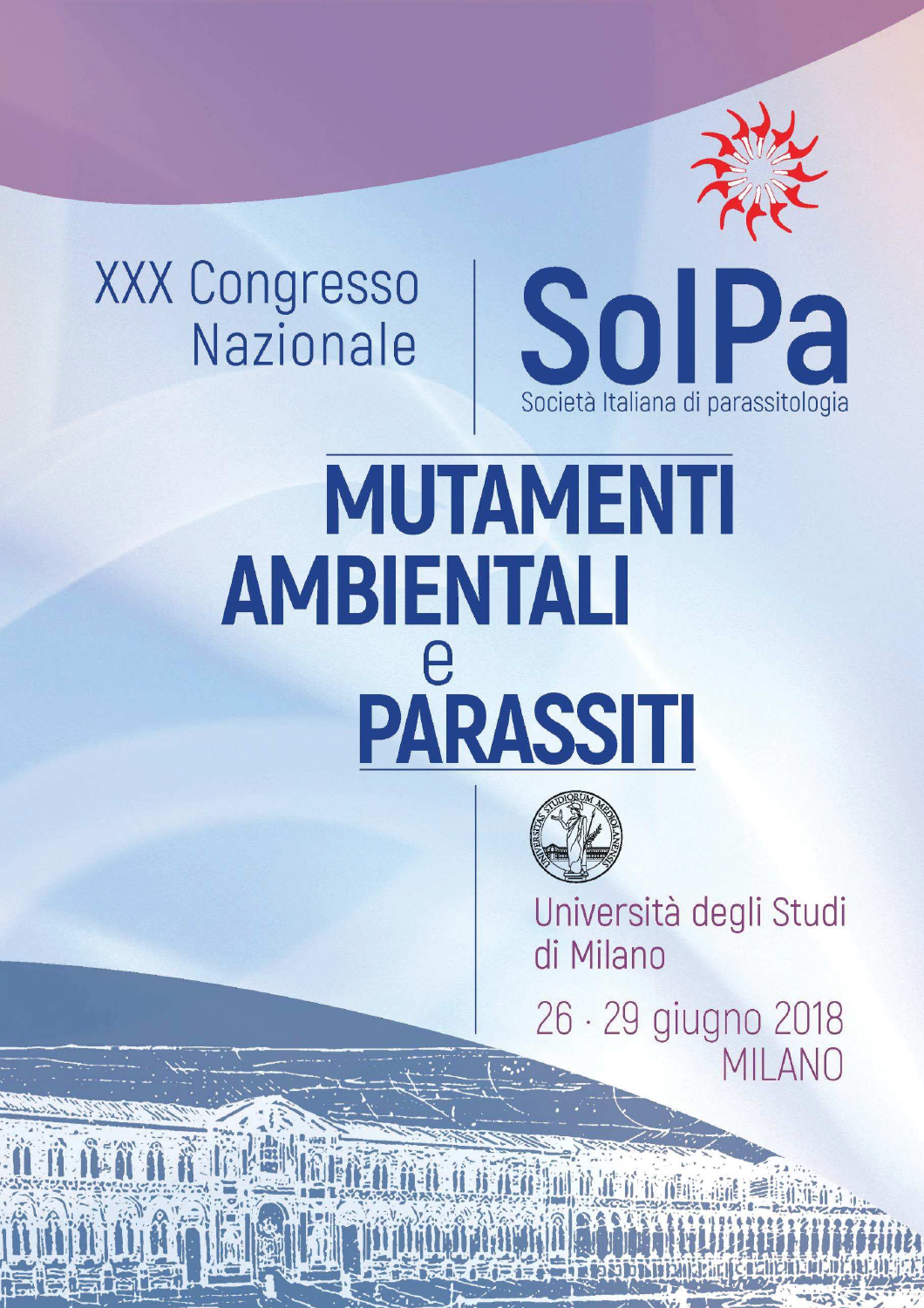XXX Congresso Nazionale

# SoIPa

Società Italiana di parassitologia

# MUTAMENTI AMBIENTALI e PARASSITI

Università degli Studi di Milano

26 · 29 giugno 2018
MILANO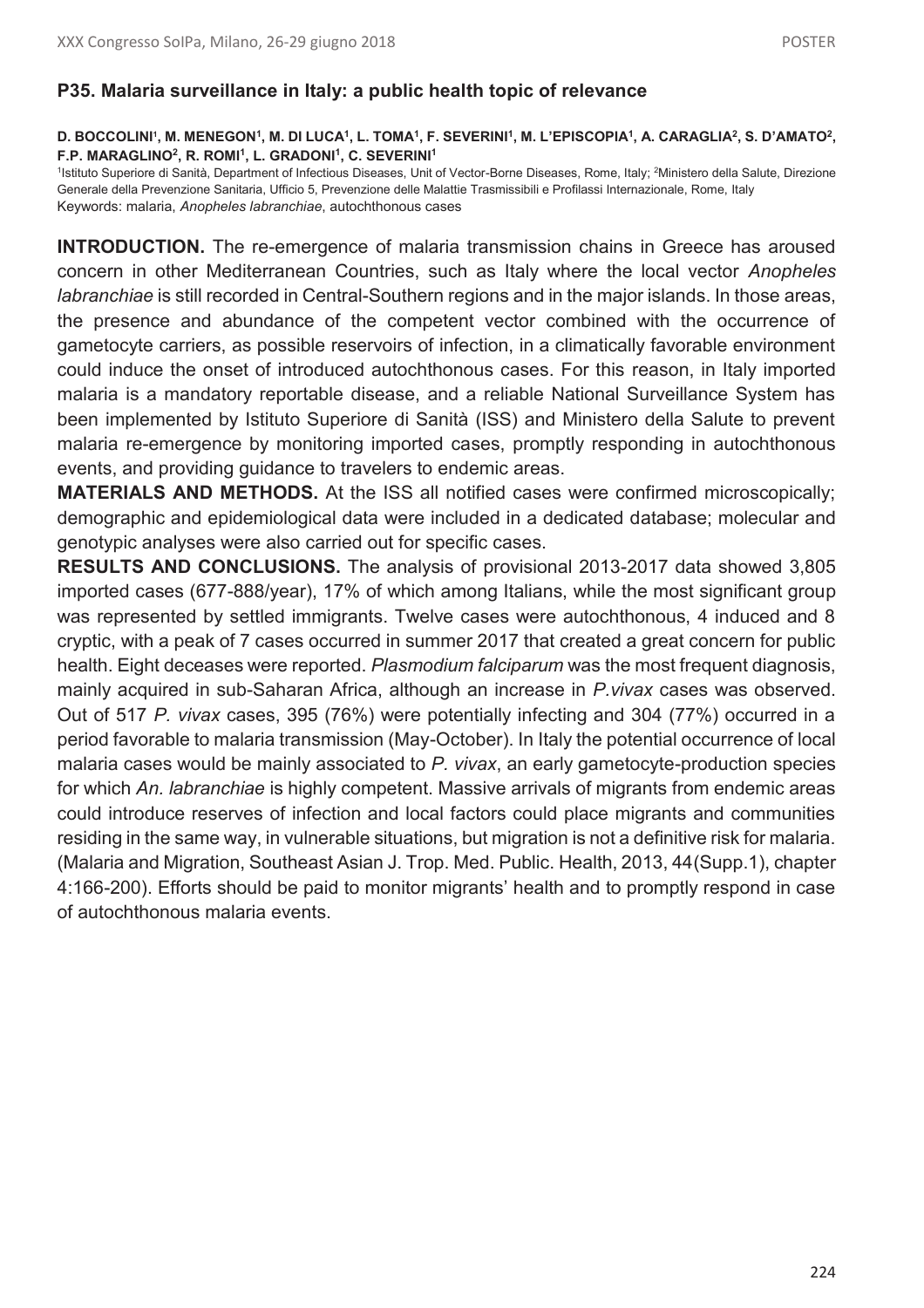## P35. Malaria surveillance in Italy: a public health topic of relevance

**D. BOCCOLINI[1], M. MENEGON[1], M. DI LUCA[1], L. TOMA[1], F. SEVERINI[1], M. L'EPISCOPIA[1], A. CARAGLIA[2], S. D'AMATO[2], F.P. MARAGLINO[2], R. ROMI[1], L. GRADONI[1], C. SEVERINI[1]**

[1]Istituto Superiore di Sanità, Department of Infectious Diseases, Unit of Vector-Borne Diseases, Rome, Italy; [2]Ministero della Salute, Direzione Generale della Prevenzione Sanitaria, Ufficio 5, Prevenzione delle Malattie Trasmissibili e Profilassi Internazionale, Rome, Italy

Keywords: malaria, *Anopheles labranchiae*, autochthonous cases

**INTRODUCTION.** The re-emergence of malaria transmission chains in Greece has aroused concern in other Mediterranean Countries, such as Italy where the local vector *Anopheles labranchiae* is still recorded in Central-Southern regions and in the major islands. In those areas, the presence and abundance of the competent vector combined with the occurrence of gametocyte carriers, as possible reservoirs of infection, in a climatically favorable environment could induce the onset of introduced autochthonous cases. For this reason, in Italy imported malaria is a mandatory reportable disease, and a reliable National Surveillance System has been implemented by Istituto Superiore di Sanità (ISS) and Ministero della Salute to prevent malaria re-emergence by monitoring imported cases, promptly responding in autochthonous events, and providing guidance to travelers to endemic areas.

**MATERIALS AND METHODS.** At the ISS all notified cases were confirmed microscopically; demographic and epidemiological data were included in a dedicated database; molecular and genotypic analyses were also carried out for specific cases.

**RESULTS AND CONCLUSIONS.** The analysis of provisional 2013-2017 data showed 3,805 imported cases (677-888/year), 17% of which among Italians, while the most significant group was represented by settled immigrants. Twelve cases were autochthonous, 4 induced and 8 cryptic, with a peak of 7 cases occurred in summer 2017 that created a great concern for public health. Eight deceases were reported. *Plasmodium falciparum* was the most frequent diagnosis, mainly acquired in sub-Saharan Africa, although an increase in *P.vivax* cases was observed. Out of 517 *P. vivax* cases, 395 (76%) were potentially infecting and 304 (77%) occurred in a period favorable to malaria transmission (May-October). In Italy the potential occurrence of local malaria cases would be mainly associated to *P. vivax*, an early gametocyte-production species for which *An. labranchiae* is highly competent. Massive arrivals of migrants from endemic areas could introduce reserves of infection and local factors could place migrants and communities residing in the same way, in vulnerable situations, but migration is not a definitive risk for malaria. (Malaria and Migration, Southeast Asian J. Trop. Med. Public. Health, 2013, 44(Supp.1), chapter 4:166-200). Efforts should be paid to monitor migrants' health and to promptly respond in case of autochthonous malaria events.